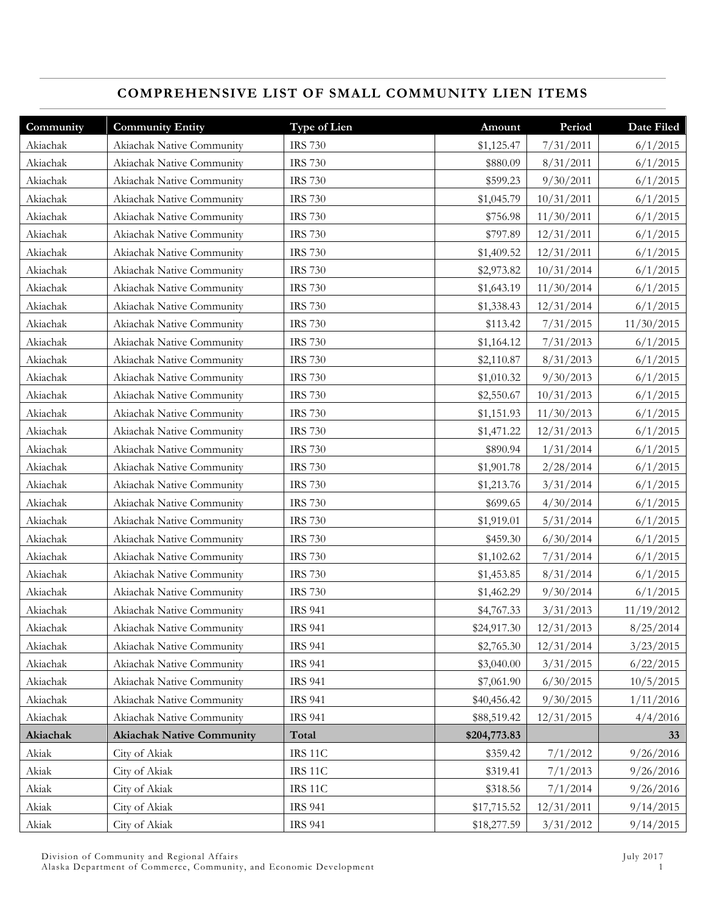## COMPREHENSIVE LIST OF SMALL COMMUNITY LIEN ITEMS

| Community | Community Entity | Type of Lien | Amount | Period | Date Filed |
|---|---|---|---|---|---|
| Akiachak | Akiachak Native Community | IRS 730 | $1,125.47 | 7/31/2011 | 6/1/2015 |
| Akiachak | Akiachak Native Community | IRS 730 | $880.09 | 8/31/2011 | 6/1/2015 |
| Akiachak | Akiachak Native Community | IRS 730 | $599.23 | 9/30/2011 | 6/1/2015 |
| Akiachak | Akiachak Native Community | IRS 730 | $1,045.79 | 10/31/2011 | 6/1/2015 |
| Akiachak | Akiachak Native Community | IRS 730 | $756.98 | 11/30/2011 | 6/1/2015 |
| Akiachak | Akiachak Native Community | IRS 730 | $797.89 | 12/31/2011 | 6/1/2015 |
| Akiachak | Akiachak Native Community | IRS 730 | $1,409.52 | 12/31/2011 | 6/1/2015 |
| Akiachak | Akiachak Native Community | IRS 730 | $2,973.82 | 10/31/2014 | 6/1/2015 |
| Akiachak | Akiachak Native Community | IRS 730 | $1,643.19 | 11/30/2014 | 6/1/2015 |
| Akiachak | Akiachak Native Community | IRS 730 | $1,338.43 | 12/31/2014 | 6/1/2015 |
| Akiachak | Akiachak Native Community | IRS 730 | $113.42 | 7/31/2015 | 11/30/2015 |
| Akiachak | Akiachak Native Community | IRS 730 | $1,164.12 | 7/31/2013 | 6/1/2015 |
| Akiachak | Akiachak Native Community | IRS 730 | $2,110.87 | 8/31/2013 | 6/1/2015 |
| Akiachak | Akiachak Native Community | IRS 730 | $1,010.32 | 9/30/2013 | 6/1/2015 |
| Akiachak | Akiachak Native Community | IRS 730 | $2,550.67 | 10/31/2013 | 6/1/2015 |
| Akiachak | Akiachak Native Community | IRS 730 | $1,151.93 | 11/30/2013 | 6/1/2015 |
| Akiachak | Akiachak Native Community | IRS 730 | $1,471.22 | 12/31/2013 | 6/1/2015 |
| Akiachak | Akiachak Native Community | IRS 730 | $890.94 | 1/31/2014 | 6/1/2015 |
| Akiachak | Akiachak Native Community | IRS 730 | $1,901.78 | 2/28/2014 | 6/1/2015 |
| Akiachak | Akiachak Native Community | IRS 730 | $1,213.76 | 3/31/2014 | 6/1/2015 |
| Akiachak | Akiachak Native Community | IRS 730 | $699.65 | 4/30/2014 | 6/1/2015 |
| Akiachak | Akiachak Native Community | IRS 730 | $1,919.01 | 5/31/2014 | 6/1/2015 |
| Akiachak | Akiachak Native Community | IRS 730 | $459.30 | 6/30/2014 | 6/1/2015 |
| Akiachak | Akiachak Native Community | IRS 730 | $1,102.62 | 7/31/2014 | 6/1/2015 |
| Akiachak | Akiachak Native Community | IRS 730 | $1,453.85 | 8/31/2014 | 6/1/2015 |
| Akiachak | Akiachak Native Community | IRS 730 | $1,462.29 | 9/30/2014 | 6/1/2015 |
| Akiachak | Akiachak Native Community | IRS 941 | $4,767.33 | 3/31/2013 | 11/19/2012 |
| Akiachak | Akiachak Native Community | IRS 941 | $24,917.30 | 12/31/2013 | 8/25/2014 |
| Akiachak | Akiachak Native Community | IRS 941 | $2,765.30 | 12/31/2014 | 3/23/2015 |
| Akiachak | Akiachak Native Community | IRS 941 | $3,040.00 | 3/31/2015 | 6/22/2015 |
| Akiachak | Akiachak Native Community | IRS 941 | $7,061.90 | 6/30/2015 | 10/5/2015 |
| Akiachak | Akiachak Native Community | IRS 941 | $40,456.42 | 9/30/2015 | 1/11/2016 |
| Akiachak | Akiachak Native Community | IRS 941 | $88,519.42 | 12/31/2015 | 4/4/2016 |
| **Akiachak** | **Akiachak Native Community** | **Total** | **$204,773.83** | | **33** |
| Akiak | City of Akiak | IRS 11C | $359.42 | 7/1/2012 | 9/26/2016 |
| Akiak | City of Akiak | IRS 11C | $319.41 | 7/1/2013 | 9/26/2016 |
| Akiak | City of Akiak | IRS 11C | $318.56 | 7/1/2014 | 9/26/2016 |
| Akiak | City of Akiak | IRS 941 | $17,715.52 | 12/31/2011 | 9/14/2015 |
| Akiak | City of Akiak | IRS 941 | $18,277.59 | 3/31/2012 | 9/14/2015 |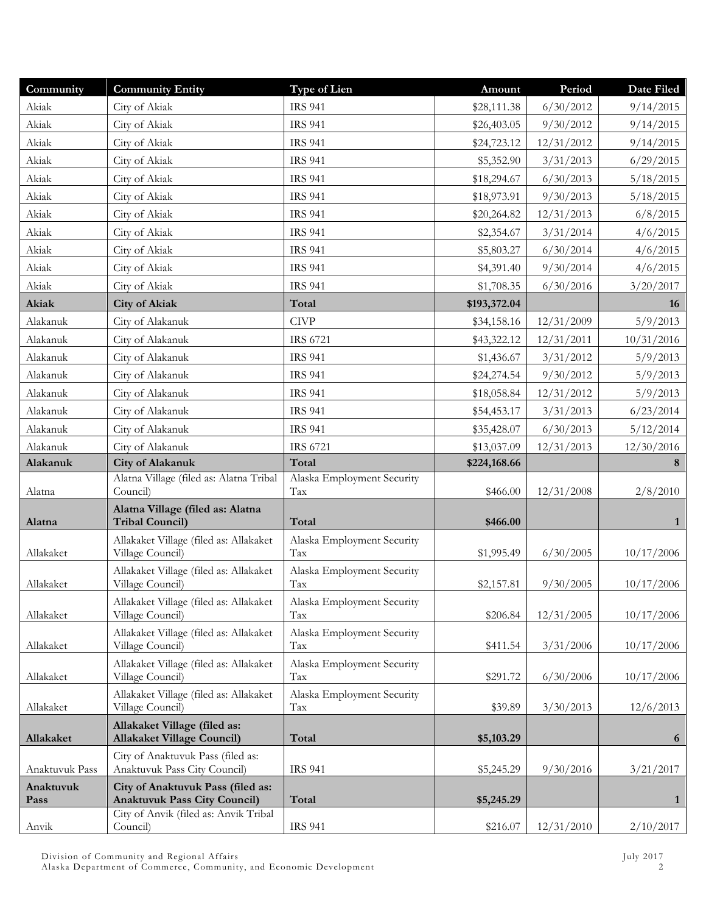| Community | Community Entity | Type of Lien | Amount | Period | Date Filed |
|---|---|---|---:|---:|---:|
| Akiak | City of Akiak | IRS 941 | $28,111.38 | 6/30/2012 | 9/14/2015 |
| Akiak | City of Akiak | IRS 941 | $26,403.05 | 9/30/2012 | 9/14/2015 |
| Akiak | City of Akiak | IRS 941 | $24,723.12 | 12/31/2012 | 9/14/2015 |
| Akiak | City of Akiak | IRS 941 | $5,352.90 | 3/31/2013 | 6/29/2015 |
| Akiak | City of Akiak | IRS 941 | $18,294.67 | 6/30/2013 | 5/18/2015 |
| Akiak | City of Akiak | IRS 941 | $18,973.91 | 9/30/2013 | 5/18/2015 |
| Akiak | City of Akiak | IRS 941 | $20,264.82 | 12/31/2013 | 6/8/2015 |
| Akiak | City of Akiak | IRS 941 | $2,354.67 | 3/31/2014 | 4/6/2015 |
| Akiak | City of Akiak | IRS 941 | $5,803.27 | 6/30/2014 | 4/6/2015 |
| Akiak | City of Akiak | IRS 941 | $4,391.40 | 9/30/2014 | 4/6/2015 |
| Akiak | City of Akiak | IRS 941 | $1,708.35 | 6/30/2016 | 3/20/2017 |
| **Akiak** | **City of Akiak** | **Total** | **$193,372.04** | | **16** |
| Alakanuk | City of Alakanuk | CIVP | $34,158.16 | 12/31/2009 | 5/9/2013 |
| Alakanuk | City of Alakanuk | IRS 6721 | $43,322.12 | 12/31/2011 | 10/31/2016 |
| Alakanuk | City of Alakanuk | IRS 941 | $1,436.67 | 3/31/2012 | 5/9/2013 |
| Alakanuk | City of Alakanuk | IRS 941 | $24,274.54 | 9/30/2012 | 5/9/2013 |
| Alakanuk | City of Alakanuk | IRS 941 | $18,058.84 | 12/31/2012 | 5/9/2013 |
| Alakanuk | City of Alakanuk | IRS 941 | $54,453.17 | 3/31/2013 | 6/23/2014 |
| Alakanuk | City of Alakanuk | IRS 941 | $35,428.07 | 6/30/2013 | 5/12/2014 |
| Alakanuk | City of Alakanuk | IRS 6721 | $13,037.09 | 12/31/2013 | 12/30/2016 |
| **Alakanuk** | **City of Alakanuk** | **Total** | **$224,168.66** | | **8** |
| Alatna | Alatna Village (filed as: Alatna Tribal Council) | Alaska Employment Security Tax | $466.00 | 12/31/2008 | 2/8/2010 |
| **Alatna** | **Alatna Village (filed as: Alatna Tribal Council)** | **Total** | **$466.00** | | **1** |
| Allakaket | Allakaket Village (filed as: Allakaket Village Council) | Alaska Employment Security Tax | $1,995.49 | 6/30/2005 | 10/17/2006 |
| Allakaket | Allakaket Village (filed as: Allakaket Village Council) | Alaska Employment Security Tax | $2,157.81 | 9/30/2005 | 10/17/2006 |
| Allakaket | Allakaket Village (filed as: Allakaket Village Council) | Alaska Employment Security Tax | $206.84 | 12/31/2005 | 10/17/2006 |
| Allakaket | Allakaket Village (filed as: Allakaket Village Council) | Alaska Employment Security Tax | $411.54 | 3/31/2006 | 10/17/2006 |
| Allakaket | Allakaket Village (filed as: Allakaket Village Council) | Alaska Employment Security Tax | $291.72 | 6/30/2006 | 10/17/2006 |
| Allakaket | Allakaket Village (filed as: Allakaket Village Council) | Alaska Employment Security Tax | $39.89 | 3/30/2013 | 12/6/2013 |
| **Allakaket** | **Allakaket Village (filed as: Allakaket Village Council)** | **Total** | **$5,103.29** | | **6** |
| Anaktuvuk Pass | City of Anaktuvuk Pass (filed as: Anaktuvuk Pass City Council) | IRS 941 | $5,245.29 | 9/30/2016 | 3/21/2017 |
| **Anaktuvuk Pass** | **City of Anaktuvuk Pass (filed as: Anaktuvuk Pass City Council)** | **Total** | **$5,245.29** | | **1** |
| Anvik | City of Anvik (filed as: Anvik Tribal Council) | IRS 941 | $216.07 | 12/31/2010 | 2/10/2017 |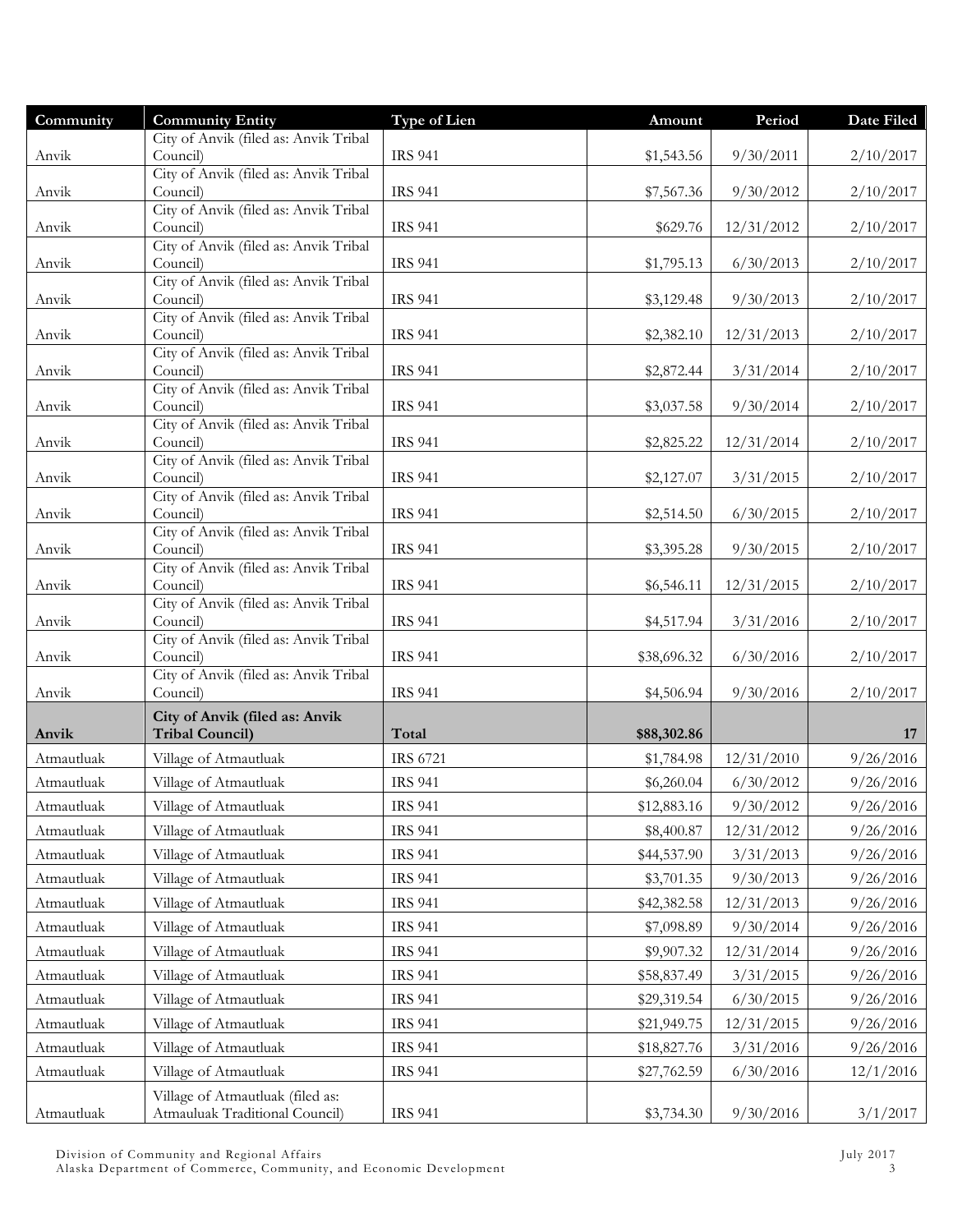| Community | Community Entity | Type of Lien | Amount | Period | Date Filed |
|---|---|---|---|---|---|
| Anvik | City of Anvik (filed as: Anvik Tribal Council) | IRS 941 | $1,543.56 | 9/30/2011 | 2/10/2017 |
| Anvik | City of Anvik (filed as: Anvik Tribal Council) | IRS 941 | $7,567.36 | 9/30/2012 | 2/10/2017 |
| Anvik | City of Anvik (filed as: Anvik Tribal Council) | IRS 941 | $629.76 | 12/31/2012 | 2/10/2017 |
| Anvik | City of Anvik (filed as: Anvik Tribal Council) | IRS 941 | $1,795.13 | 6/30/2013 | 2/10/2017 |
| Anvik | City of Anvik (filed as: Anvik Tribal Council) | IRS 941 | $3,129.48 | 9/30/2013 | 2/10/2017 |
| Anvik | City of Anvik (filed as: Anvik Tribal Council) | IRS 941 | $2,382.10 | 12/31/2013 | 2/10/2017 |
| Anvik | City of Anvik (filed as: Anvik Tribal Council) | IRS 941 | $2,872.44 | 3/31/2014 | 2/10/2017 |
| Anvik | City of Anvik (filed as: Anvik Tribal Council) | IRS 941 | $3,037.58 | 9/30/2014 | 2/10/2017 |
| Anvik | City of Anvik (filed as: Anvik Tribal Council) | IRS 941 | $2,825.22 | 12/31/2014 | 2/10/2017 |
| Anvik | City of Anvik (filed as: Anvik Tribal Council) | IRS 941 | $2,127.07 | 3/31/2015 | 2/10/2017 |
| Anvik | City of Anvik (filed as: Anvik Tribal Council) | IRS 941 | $2,514.50 | 6/30/2015 | 2/10/2017 |
| Anvik | City of Anvik (filed as: Anvik Tribal Council) | IRS 941 | $3,395.28 | 9/30/2015 | 2/10/2017 |
| Anvik | City of Anvik (filed as: Anvik Tribal Council) | IRS 941 | $6,546.11 | 12/31/2015 | 2/10/2017 |
| Anvik | City of Anvik (filed as: Anvik Tribal Council) | IRS 941 | $4,517.94 | 3/31/2016 | 2/10/2017 |
| Anvik | City of Anvik (filed as: Anvik Tribal Council) | IRS 941 | $38,696.32 | 6/30/2016 | 2/10/2017 |
| Anvik | City of Anvik (filed as: Anvik Tribal Council) | IRS 941 | $4,506.94 | 9/30/2016 | 2/10/2017 |
| **Anvik** | **City of Anvik (filed as: Anvik Tribal Council)** | **Total** | **$88,302.86** | | **17** |
| Atmautluak | Village of Atmautluak | IRS 6721 | $1,784.98 | 12/31/2010 | 9/26/2016 |
| Atmautluak | Village of Atmautluak | IRS 941 | $6,260.04 | 6/30/2012 | 9/26/2016 |
| Atmautluak | Village of Atmautluak | IRS 941 | $12,883.16 | 9/30/2012 | 9/26/2016 |
| Atmautluak | Village of Atmautluak | IRS 941 | $8,400.87 | 12/31/2012 | 9/26/2016 |
| Atmautluak | Village of Atmautluak | IRS 941 | $44,537.90 | 3/31/2013 | 9/26/2016 |
| Atmautluak | Village of Atmautluak | IRS 941 | $3,701.35 | 9/30/2013 | 9/26/2016 |
| Atmautluak | Village of Atmautluak | IRS 941 | $42,382.58 | 12/31/2013 | 9/26/2016 |
| Atmautluak | Village of Atmautluak | IRS 941 | $7,098.89 | 9/30/2014 | 9/26/2016 |
| Atmautluak | Village of Atmautluak | IRS 941 | $9,907.32 | 12/31/2014 | 9/26/2016 |
| Atmautluak | Village of Atmautluak | IRS 941 | $58,837.49 | 3/31/2015 | 9/26/2016 |
| Atmautluak | Village of Atmautluak | IRS 941 | $29,319.54 | 6/30/2015 | 9/26/2016 |
| Atmautluak | Village of Atmautluak | IRS 941 | $21,949.75 | 12/31/2015 | 9/26/2016 |
| Atmautluak | Village of Atmautluak | IRS 941 | $18,827.76 | 3/31/2016 | 9/26/2016 |
| Atmautluak | Village of Atmautluak | IRS 941 | $27,762.59 | 6/30/2016 | 12/1/2016 |
| Atmautluak | Village of Atmautluak (filed as: Atmauluak Traditional Council) | IRS 941 | $3,734.30 | 9/30/2016 | 3/1/2017 |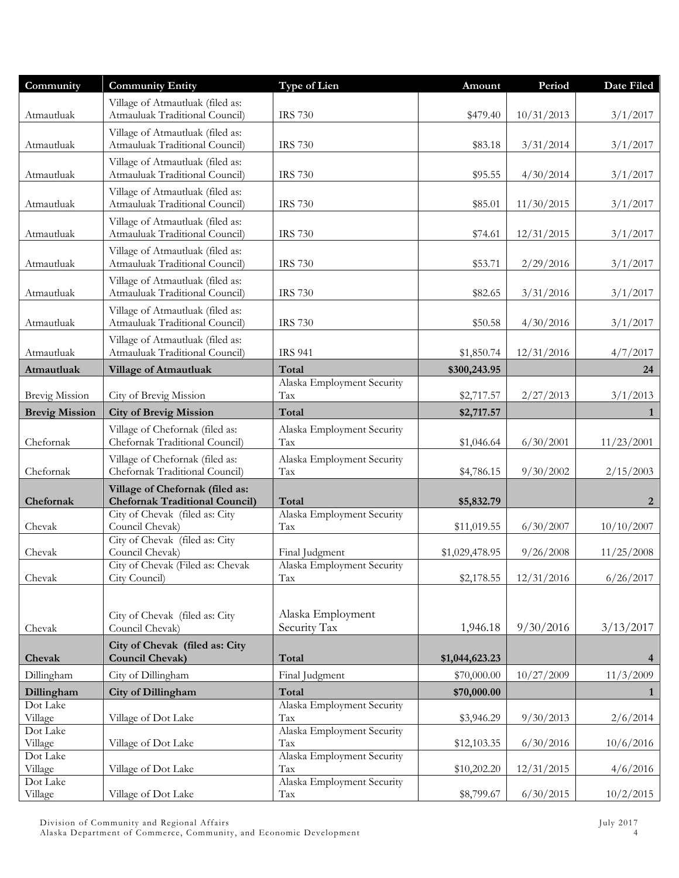| Community | Community Entity | Type of Lien | Amount | Period | Date Filed |
|---|---|---|---|---|---|
| Atmautluak | Village of Atmautluak (filed as: Atmauluak Traditional Council) | IRS 730 | $479.40 | 10/31/2013 | 3/1/2017 |
| Atmautluak | Village of Atmautluak (filed as: Atmauluak Traditional Council) | IRS 730 | $83.18 | 3/31/2014 | 3/1/2017 |
| Atmautluak | Village of Atmautluak (filed as: Atmauluak Traditional Council) | IRS 730 | $95.55 | 4/30/2014 | 3/1/2017 |
| Atmautluak | Village of Atmautluak (filed as: Atmauluak Traditional Council) | IRS 730 | $85.01 | 11/30/2015 | 3/1/2017 |
| Atmautluak | Village of Atmautluak (filed as: Atmauluak Traditional Council) | IRS 730 | $74.61 | 12/31/2015 | 3/1/2017 |
| Atmautluak | Village of Atmautluak (filed as: Atmauluak Traditional Council) | IRS 730 | $53.71 | 2/29/2016 | 3/1/2017 |
| Atmautluak | Village of Atmautluak (filed as: Atmauluak Traditional Council) | IRS 730 | $82.65 | 3/31/2016 | 3/1/2017 |
| Atmautluak | Village of Atmautluak (filed as: Atmauluak Traditional Council) | IRS 730 | $50.58 | 4/30/2016 | 3/1/2017 |
| Atmautluak | Village of Atmautluak (filed as: Atmauluak Traditional Council) | IRS 941 | $1,850.74 | 12/31/2016 | 4/7/2017 |
| **Atmautluak** | **Village of Atmautluak** | **Total** | **$300,243.95** | | **24** |
| Brevig Mission | City of Brevig Mission | Alaska Employment Security Tax | $2,717.57 | 2/27/2013 | 3/1/2013 |
| **Brevig Mission** | **City of Brevig Mission** | **Total** | **$2,717.57** | | **1** |
| Chefornak | Village of Chefornak (filed as: Chefornak Traditional Council) | Alaska Employment Security Tax | $1,046.64 | 6/30/2001 | 11/23/2001 |
| Chefornak | Village of Chefornak (filed as: Chefornak Traditional Council) | Alaska Employment Security Tax | $4,786.15 | 9/30/2002 | 2/15/2003 |
| **Chefornak** | **Village of Chefornak (filed as: Chefornak Traditional Council)** | **Total** | **$5,832.79** | | **2** |
| Chevak | City of Chevak (filed as: City Council Chevak) | Alaska Employment Security Tax | $11,019.55 | 6/30/2007 | 10/10/2007 |
| Chevak | City of Chevak (filed as: City Council Chevak) | Final Judgment | $1,029,478.95 | 9/26/2008 | 11/25/2008 |
| Chevak | City of Chevak (Filed as: Chevak City Council) | Alaska Employment Security Tax | $2,178.55 | 12/31/2016 | 6/26/2017 |
| Chevak | City of Chevak (filed as: City Council Chevak) | Alaska Employment Security Tax | 1,946.18 | 9/30/2016 | 3/13/2017 |
| **Chevak** | **City of Chevak (filed as: City Council Chevak)** | **Total** | **$1,044,623.23** | | **4** |
| Dillingham | City of Dillingham | Final Judgment | $70,000.00 | 10/27/2009 | 11/3/2009 |
| **Dillingham** | **City of Dillingham** | **Total** | **$70,000.00** | | **1** |
| Dot Lake Village | Village of Dot Lake | Alaska Employment Security Tax | $3,946.29 | 9/30/2013 | 2/6/2014 |
| Dot Lake Village | Village of Dot Lake | Alaska Employment Security Tax | $12,103.35 | 6/30/2016 | 10/6/2016 |
| Dot Lake Village | Village of Dot Lake | Alaska Employment Security Tax | $10,202.20 | 12/31/2015 | 4/6/2016 |
| Dot Lake Village | Village of Dot Lake | Alaska Employment Security Tax | $8,799.67 | 6/30/2015 | 10/2/2015 |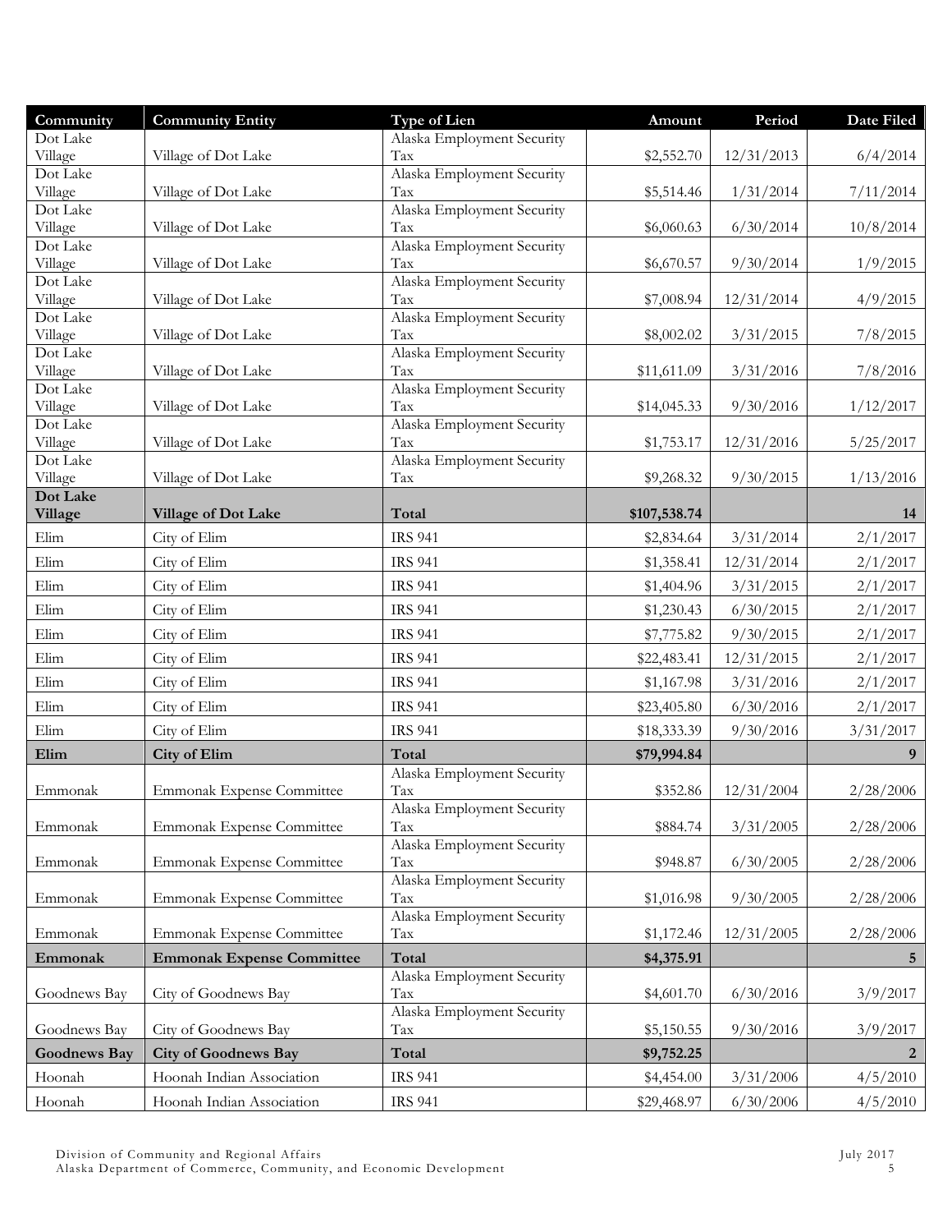| Community | Community Entity | Type of Lien | Amount | Period | Date Filed |
|---|---|---|---|---|---|
| Dot Lake Village | Village of Dot Lake | Alaska Employment Security Tax | $2,552.70 | 12/31/2013 | 6/4/2014 |
| Dot Lake Village | Village of Dot Lake | Alaska Employment Security Tax | $5,514.46 | 1/31/2014 | 7/11/2014 |
| Dot Lake Village | Village of Dot Lake | Alaska Employment Security Tax | $6,060.63 | 6/30/2014 | 10/8/2014 |
| Dot Lake Village | Village of Dot Lake | Alaska Employment Security Tax | $6,670.57 | 9/30/2014 | 1/9/2015 |
| Dot Lake Village | Village of Dot Lake | Alaska Employment Security Tax | $7,008.94 | 12/31/2014 | 4/9/2015 |
| Dot Lake Village | Village of Dot Lake | Alaska Employment Security Tax | $8,002.02 | 3/31/2015 | 7/8/2015 |
| Dot Lake Village | Village of Dot Lake | Alaska Employment Security Tax | $11,611.09 | 3/31/2016 | 7/8/2016 |
| Dot Lake Village | Village of Dot Lake | Alaska Employment Security Tax | $14,045.33 | 9/30/2016 | 1/12/2017 |
| Dot Lake Village | Village of Dot Lake | Alaska Employment Security Tax | $1,753.17 | 12/31/2016 | 5/25/2017 |
| Dot Lake Village | Village of Dot Lake | Alaska Employment Security Tax | $9,268.32 | 9/30/2015 | 1/13/2016 |
| **Dot Lake Village** | **Village of Dot Lake** | **Total** | **$107,538.74** | | **14** |
| Elim | City of Elim | IRS 941 | $2,834.64 | 3/31/2014 | 2/1/2017 |
| Elim | City of Elim | IRS 941 | $1,358.41 | 12/31/2014 | 2/1/2017 |
| Elim | City of Elim | IRS 941 | $1,404.96 | 3/31/2015 | 2/1/2017 |
| Elim | City of Elim | IRS 941 | $1,230.43 | 6/30/2015 | 2/1/2017 |
| Elim | City of Elim | IRS 941 | $7,775.82 | 9/30/2015 | 2/1/2017 |
| Elim | City of Elim | IRS 941 | $22,483.41 | 12/31/2015 | 2/1/2017 |
| Elim | City of Elim | IRS 941 | $1,167.98 | 3/31/2016 | 2/1/2017 |
| Elim | City of Elim | IRS 941 | $23,405.80 | 6/30/2016 | 2/1/2017 |
| Elim | City of Elim | IRS 941 | $18,333.39 | 9/30/2016 | 3/31/2017 |
| **Elim** | **City of Elim** | **Total** | **$79,994.84** | | **9** |
| Emmonak | Emmonak Expense Committee | Alaska Employment Security Tax | $352.86 | 12/31/2004 | 2/28/2006 |
| Emmonak | Emmonak Expense Committee | Alaska Employment Security Tax | $884.74 | 3/31/2005 | 2/28/2006 |
| Emmonak | Emmonak Expense Committee | Alaska Employment Security Tax | $948.87 | 6/30/2005 | 2/28/2006 |
| Emmonak | Emmonak Expense Committee | Alaska Employment Security Tax | $1,016.98 | 9/30/2005 | 2/28/2006 |
| Emmonak | Emmonak Expense Committee | Alaska Employment Security Tax | $1,172.46 | 12/31/2005 | 2/28/2006 |
| **Emmonak** | **Emmonak Expense Committee** | **Total** | **$4,375.91** | | **5** |
| Goodnews Bay | City of Goodnews Bay | Alaska Employment Security Tax | $4,601.70 | 6/30/2016 | 3/9/2017 |
| Goodnews Bay | City of Goodnews Bay | Alaska Employment Security Tax | $5,150.55 | 9/30/2016 | 3/9/2017 |
| **Goodnews Bay** | **City of Goodnews Bay** | **Total** | **$9,752.25** | | **2** |
| Hoonah | Hoonah Indian Association | IRS 941 | $4,454.00 | 3/31/2006 | 4/5/2010 |
| Hoonah | Hoonah Indian Association | IRS 941 | $29,468.97 | 6/30/2006 | 4/5/2010 |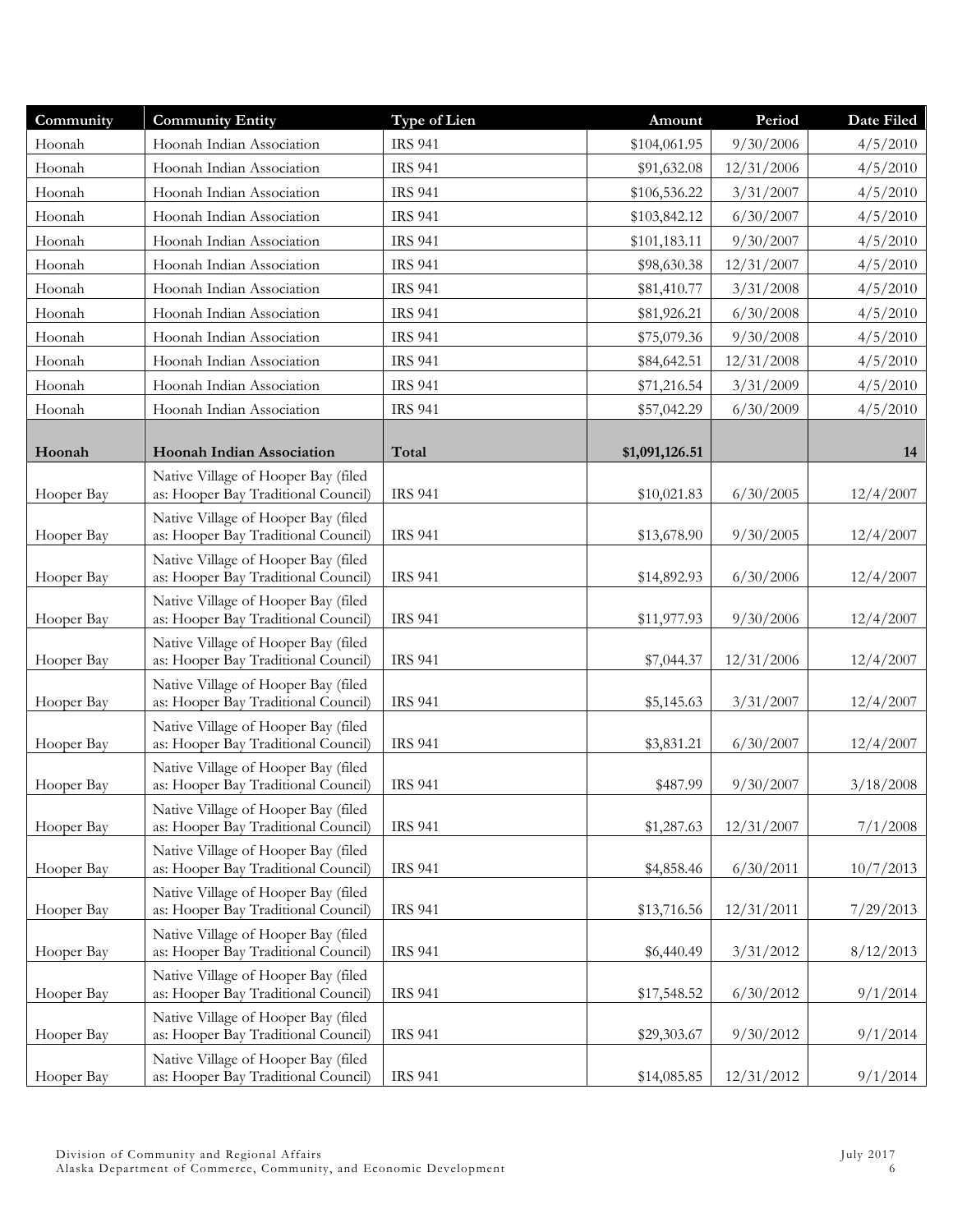| Community | Community Entity | Type of Lien | Amount | Period | Date Filed |
|---|---|---|---|---|---|
| Hoonah | Hoonah Indian Association | IRS 941 | $104,061.95 | 9/30/2006 | 4/5/2010 |
| Hoonah | Hoonah Indian Association | IRS 941 | $91,632.08 | 12/31/2006 | 4/5/2010 |
| Hoonah | Hoonah Indian Association | IRS 941 | $106,536.22 | 3/31/2007 | 4/5/2010 |
| Hoonah | Hoonah Indian Association | IRS 941 | $103,842.12 | 6/30/2007 | 4/5/2010 |
| Hoonah | Hoonah Indian Association | IRS 941 | $101,183.11 | 9/30/2007 | 4/5/2010 |
| Hoonah | Hoonah Indian Association | IRS 941 | $98,630.38 | 12/31/2007 | 4/5/2010 |
| Hoonah | Hoonah Indian Association | IRS 941 | $81,410.77 | 3/31/2008 | 4/5/2010 |
| Hoonah | Hoonah Indian Association | IRS 941 | $81,926.21 | 6/30/2008 | 4/5/2010 |
| Hoonah | Hoonah Indian Association | IRS 941 | $75,079.36 | 9/30/2008 | 4/5/2010 |
| Hoonah | Hoonah Indian Association | IRS 941 | $84,642.51 | 12/31/2008 | 4/5/2010 |
| Hoonah | Hoonah Indian Association | IRS 941 | $71,216.54 | 3/31/2009 | 4/5/2010 |
| Hoonah | Hoonah Indian Association | IRS 941 | $57,042.29 | 6/30/2009 | 4/5/2010 |
| **Hoonah** | **Hoonah Indian Association** | **Total** | **$1,091,126.51** | | **14** |
| Hooper Bay | Native Village of Hooper Bay (filed as: Hooper Bay Traditional Council) | IRS 941 | $10,021.83 | 6/30/2005 | 12/4/2007 |
| Hooper Bay | Native Village of Hooper Bay (filed as: Hooper Bay Traditional Council) | IRS 941 | $13,678.90 | 9/30/2005 | 12/4/2007 |
| Hooper Bay | Native Village of Hooper Bay (filed as: Hooper Bay Traditional Council) | IRS 941 | $14,892.93 | 6/30/2006 | 12/4/2007 |
| Hooper Bay | Native Village of Hooper Bay (filed as: Hooper Bay Traditional Council) | IRS 941 | $11,977.93 | 9/30/2006 | 12/4/2007 |
| Hooper Bay | Native Village of Hooper Bay (filed as: Hooper Bay Traditional Council) | IRS 941 | $7,044.37 | 12/31/2006 | 12/4/2007 |
| Hooper Bay | Native Village of Hooper Bay (filed as: Hooper Bay Traditional Council) | IRS 941 | $5,145.63 | 3/31/2007 | 12/4/2007 |
| Hooper Bay | Native Village of Hooper Bay (filed as: Hooper Bay Traditional Council) | IRS 941 | $3,831.21 | 6/30/2007 | 12/4/2007 |
| Hooper Bay | Native Village of Hooper Bay (filed as: Hooper Bay Traditional Council) | IRS 941 | $487.99 | 9/30/2007 | 3/18/2008 |
| Hooper Bay | Native Village of Hooper Bay (filed as: Hooper Bay Traditional Council) | IRS 941 | $1,287.63 | 12/31/2007 | 7/1/2008 |
| Hooper Bay | Native Village of Hooper Bay (filed as: Hooper Bay Traditional Council) | IRS 941 | $4,858.46 | 6/30/2011 | 10/7/2013 |
| Hooper Bay | Native Village of Hooper Bay (filed as: Hooper Bay Traditional Council) | IRS 941 | $13,716.56 | 12/31/2011 | 7/29/2013 |
| Hooper Bay | Native Village of Hooper Bay (filed as: Hooper Bay Traditional Council) | IRS 941 | $6,440.49 | 3/31/2012 | 8/12/2013 |
| Hooper Bay | Native Village of Hooper Bay (filed as: Hooper Bay Traditional Council) | IRS 941 | $17,548.52 | 6/30/2012 | 9/1/2014 |
| Hooper Bay | Native Village of Hooper Bay (filed as: Hooper Bay Traditional Council) | IRS 941 | $29,303.67 | 9/30/2012 | 9/1/2014 |
| Hooper Bay | Native Village of Hooper Bay (filed as: Hooper Bay Traditional Council) | IRS 941 | $14,085.85 | 12/31/2012 | 9/1/2014 |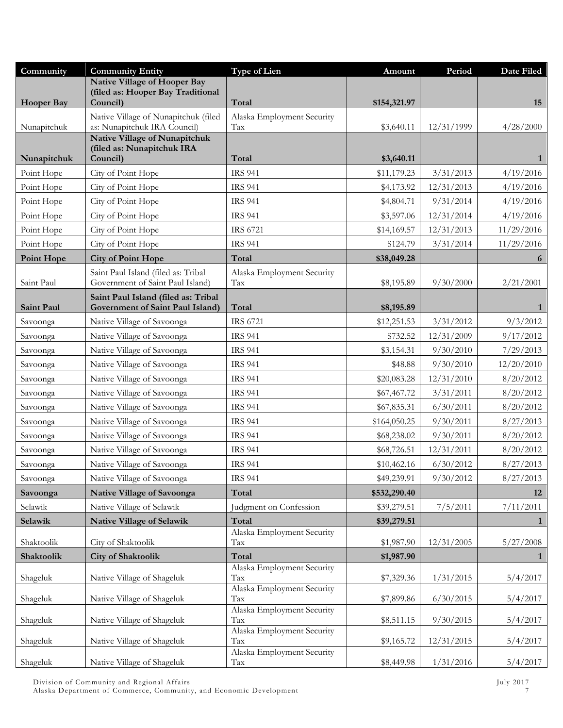| Community | Community Entity | Type of Lien | Amount | Period | Date Filed |
|---|---|---|---|---|---|
| **Hooper Bay** | **Native Village of Hooper Bay (filed as: Hooper Bay Traditional Council)** | **Total** | **$154,321.97** | | **15** |
| Nunapitchuk | Native Village of Nunapitchuk (filed as: Nunapitchuk IRA Council) | Alaska Employment Security Tax | $3,640.11 | 12/31/1999 | 4/28/2000 |
| **Nunapitchuk** | **Native Village of Nunapitchuk (filed as: Nunapitchuk IRA Council)** | **Total** | **$3,640.11** | | **1** |
| Point Hope | City of Point Hope | IRS 941 | $11,179.23 | 3/31/2013 | 4/19/2016 |
| Point Hope | City of Point Hope | IRS 941 | $4,173.92 | 12/31/2013 | 4/19/2016 |
| Point Hope | City of Point Hope | IRS 941 | $4,804.71 | 9/31/2014 | 4/19/2016 |
| Point Hope | City of Point Hope | IRS 941 | $3,597.06 | 12/31/2014 | 4/19/2016 |
| Point Hope | City of Point Hope | IRS 6721 | $14,169.57 | 12/31/2013 | 11/29/2016 |
| Point Hope | City of Point Hope | IRS 941 | $124.79 | 3/31/2014 | 11/29/2016 |
| **Point Hope** | **City of Point Hope** | **Total** | **$38,049.28** | | **6** |
| Saint Paul | Saint Paul Island (filed as: Tribal Government of Saint Paul Island) | Alaska Employment Security Tax | $8,195.89 | 9/30/2000 | 2/21/2001 |
| **Saint Paul** | **Saint Paul Island (filed as: Tribal Government of Saint Paul Island)** | **Total** | **$8,195.89** | | **1** |
| Savoonga | Native Village of Savoonga | IRS 6721 | $12,251.53 | 3/31/2012 | 9/3/2012 |
| Savoonga | Native Village of Savoonga | IRS 941 | $732.52 | 12/31/2009 | 9/17/2012 |
| Savoonga | Native Village of Savoonga | IRS 941 | $3,154.31 | 9/30/2010 | 7/29/2013 |
| Savoonga | Native Village of Savoonga | IRS 941 | $48.88 | 9/30/2010 | 12/20/2010 |
| Savoonga | Native Village of Savoonga | IRS 941 | $20,083.28 | 12/31/2010 | 8/20/2012 |
| Savoonga | Native Village of Savoonga | IRS 941 | $67,467.72 | 3/31/2011 | 8/20/2012 |
| Savoonga | Native Village of Savoonga | IRS 941 | $67,835.31 | 6/30/2011 | 8/20/2012 |
| Savoonga | Native Village of Savoonga | IRS 941 | $164,050.25 | 9/30/2011 | 8/27/2013 |
| Savoonga | Native Village of Savoonga | IRS 941 | $68,238.02 | 9/30/2011 | 8/20/2012 |
| Savoonga | Native Village of Savoonga | IRS 941 | $68,726.51 | 12/31/2011 | 8/20/2012 |
| Savoonga | Native Village of Savoonga | IRS 941 | $10,462.16 | 6/30/2012 | 8/27/2013 |
| Savoonga | Native Village of Savoonga | IRS 941 | $49,239.91 | 9/30/2012 | 8/27/2013 |
| **Savoonga** | **Native Village of Savoonga** | **Total** | **$532,290.40** | | **12** |
| Selawik | Native Village of Selawik | Judgment on Confession | $39,279.51 | 7/5/2011 | 7/11/2011 |
| **Selawik** | **Native Village of Selawik** | **Total** | **$39,279.51** | | **1** |
| Shaktoolik | City of Shaktoolik | Alaska Employment Security Tax | $1,987.90 | 12/31/2005 | 5/27/2008 |
| **Shaktoolik** | **City of Shaktoolik** | **Total** | **$1,987.90** | | **1** |
| Shageluk | Native Village of Shageluk | Alaska Employment Security Tax | $7,329.36 | 1/31/2015 | 5/4/2017 |
| Shageluk | Native Village of Shageluk | Alaska Employment Security Tax | $7,899.86 | 6/30/2015 | 5/4/2017 |
| Shageluk | Native Village of Shageluk | Alaska Employment Security Tax | $8,511.15 | 9/30/2015 | 5/4/2017 |
| Shageluk | Native Village of Shageluk | Alaska Employment Security Tax | $9,165.72 | 12/31/2015 | 5/4/2017 |
| Shageluk | Native Village of Shageluk | Alaska Employment Security Tax | $8,449.98 | 1/31/2016 | 5/4/2017 |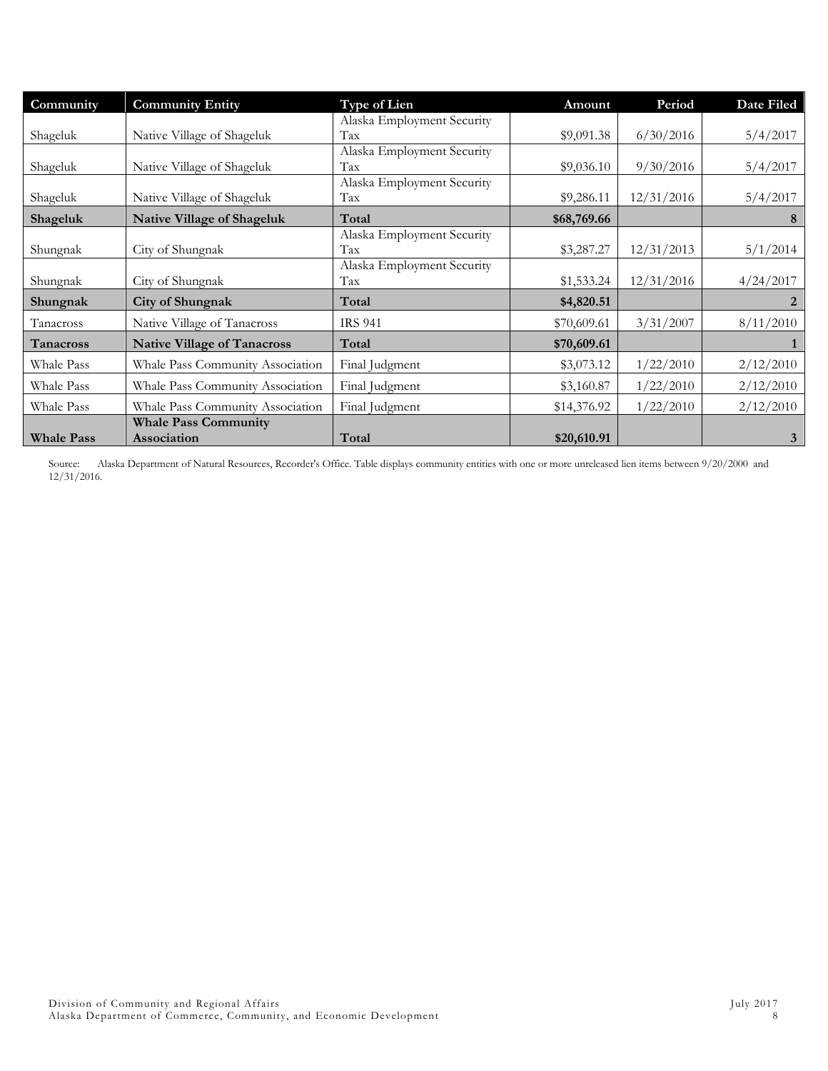| Community | Community Entity | Type of Lien | Amount | Period | Date Filed |
|---|---|---|---|---|---|
| Shageluk | Native Village of Shageluk | Alaska Employment Security Tax | $9,091.38 | 6/30/2016 | 5/4/2017 |
| Shageluk | Native Village of Shageluk | Alaska Employment Security Tax | $9,036.10 | 9/30/2016 | 5/4/2017 |
| Shageluk | Native Village of Shageluk | Alaska Employment Security Tax | $9,286.11 | 12/31/2016 | 5/4/2017 |
| **Shageluk** | **Native Village of Shageluk** | **Total** | **$68,769.66** | | **8** |
| Shungnak | City of Shungnak | Alaska Employment Security Tax | $3,287.27 | 12/31/2013 | 5/1/2014 |
| Shungnak | City of Shungnak | Alaska Employment Security Tax | $1,533.24 | 12/31/2016 | 4/24/2017 |
| **Shungnak** | **City of Shungnak** | **Total** | **$4,820.51** | | **2** |
| Tanacross | Native Village of Tanacross | IRS 941 | $70,609.61 | 3/31/2007 | 8/11/2010 |
| **Tanacross** | **Native Village of Tanacross** | **Total** | **$70,609.61** | | **1** |
| Whale Pass | Whale Pass Community Association | Final Judgment | $3,073.12 | 1/22/2010 | 2/12/2010 |
| Whale Pass | Whale Pass Community Association | Final Judgment | $3,160.87 | 1/22/2010 | 2/12/2010 |
| Whale Pass | Whale Pass Community Association | Final Judgment | $14,376.92 | 1/22/2010 | 2/12/2010 |
| **Whale Pass** | **Whale Pass Community Association** | **Total** | **$20,610.91** | | **3** |

Source: Alaska Department of Natural Resources, Recorder's Office. Table displays community entities with one or more unreleased lien items between 9/20/2000 and 12/31/2016.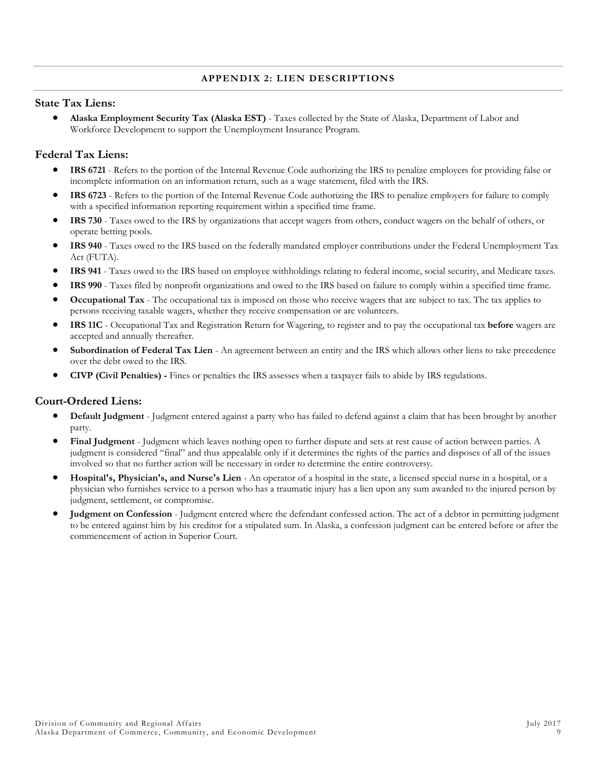## APPENDIX 2: LIEN DESCRIPTIONS

### State Tax Liens:

- **Alaska Employment Security Tax (Alaska EST)** - Taxes collected by the State of Alaska, Department of Labor and Workforce Development to support the Unemployment Insurance Program.

### Federal Tax Liens:

- **IRS 6721** - Refers to the portion of the Internal Revenue Code authorizing the IRS to penalize employers for providing false or incomplete information on an information return, such as a wage statement, filed with the IRS.
- **IRS 6723** - Refers to the portion of the Internal Revenue Code authorizing the IRS to penalize employers for failure to comply with a specified information reporting requirement within a specified time frame.
- **IRS 730** - Taxes owed to the IRS by organizations that accept wagers from others, conduct wagers on the behalf of others, or operate betting pools.
- **IRS 940** - Taxes owed to the IRS based on the federally mandated employer contributions under the Federal Unemployment Tax Act (FUTA).
- **IRS 941** - Taxes owed to the IRS based on employee withholdings relating to federal income, social security, and Medicare taxes.
- **IRS 990** - Taxes filed by nonprofit organizations and owed to the IRS based on failure to comply within a specified time frame.
- **Occupational Tax** - The occupational tax is imposed on those who receive wagers that are subject to tax. The tax applies to persons receiving taxable wagers, whether they receive compensation or are volunteers.
- **IRS 11C** - Occupational Tax and Registration Return for Wagering, to register and to pay the occupational tax **before** wagers are accepted and annually thereafter.
- **Subordination of Federal Tax Lien** - An agreement between an entity and the IRS which allows other liens to take precedence over the debt owed to the IRS.
- **CIVP (Civil Penalties) -** Fines or penalties the IRS assesses when a taxpayer fails to abide by IRS regulations.

### Court-Ordered Liens:

- **Default Judgment** - Judgment entered against a party who has failed to defend against a claim that has been brought by another party.
- **Final Judgment** - Judgment which leaves nothing open to further dispute and sets at rest cause of action between parties. A judgment is considered "final" and thus appealable only if it determines the rights of the parties and disposes of all of the issues involved so that no further action will be necessary in order to determine the entire controversy.
- **Hospital's, Physician's, and Nurse's Lien** - An operator of a hospital in the state, a licensed special nurse in a hospital, or a physician who furnishes service to a person who has a traumatic injury has a lien upon any sum awarded to the injured person by judgment, settlement, or compromise.
- **Judgment on Confession** - Judgment entered where the defendant confessed action. The act of a debtor in permitting judgment to be entered against him by his creditor for a stipulated sum. In Alaska, a confession judgment can be entered before or after the commencement of action in Superior Court.